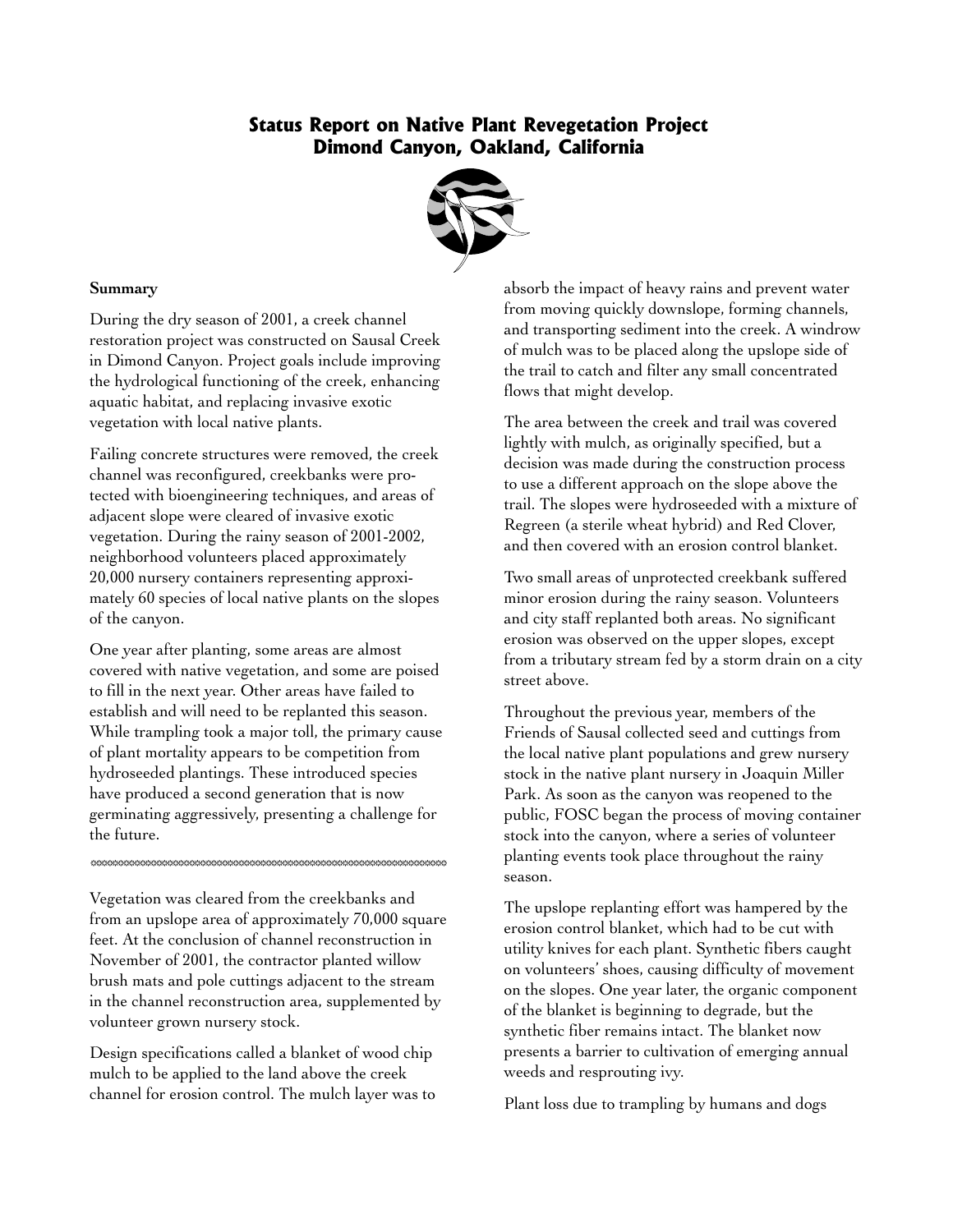# Status Report on Native Plant Revegetation Project
# Dimond Canyon, Oakland, California

**Summary**

During the dry season of 2001, a creek channel restoration project was constructed on Sausal Creek in Dimond Canyon. Project goals include improving the hydrological functioning of the creek, enhancing aquatic habitat, and replacing invasive exotic vegetation with local native plants.

Failing concrete structures were removed, the creek channel was reconfigured, creekbanks were protected with bioengineering techniques, and areas of adjacent slope were cleared of invasive exotic vegetation. During the rainy season of 2001-2002, neighborhood volunteers placed approximately 20,000 nursery containers representing approximately 60 species of local native plants on the slopes of the canyon.

One year after planting, some areas are almost covered with native vegetation, and some are poised to fill in the next year. Other areas have failed to establish and will need to be replanted this season. While trampling took a major toll, the primary cause of plant mortality appears to be competition from hydroseeded plantings. These introduced species have produced a second generation that is now germinating aggressively, presenting a challenge for the future.

---

Vegetation was cleared from the creekbanks and from an upslope area of approximately 70,000 square feet. At the conclusion of channel reconstruction in November of 2001, the contractor planted willow brush mats and pole cuttings adjacent to the stream in the channel reconstruction area, supplemented by volunteer grown nursery stock.

Design specifications called a blanket of wood chip mulch to be applied to the land above the creek channel for erosion control. The mulch layer was to absorb the impact of heavy rains and prevent water from moving quickly downslope, forming channels, and transporting sediment into the creek. A windrow of mulch was to be placed along the upslope side of the trail to catch and filter any small concentrated flows that might develop.

The area between the creek and trail was covered lightly with mulch, as originally specified, but a decision was made during the construction process to use a different approach on the slope above the trail. The slopes were hydroseeded with a mixture of Regreen (a sterile wheat hybrid) and Red Clover, and then covered with an erosion control blanket.

Two small areas of unprotected creekbank suffered minor erosion during the rainy season. Volunteers and city staff replanted both areas. No significant erosion was observed on the upper slopes, except from a tributary stream fed by a storm drain on a city street above.

Throughout the previous year, members of the Friends of Sausal collected seed and cuttings from the local native plant populations and grew nursery stock in the native plant nursery in Joaquin Miller Park. As soon as the canyon was reopened to the public, FOSC began the process of moving container stock into the canyon, where a series of volunteer planting events took place throughout the rainy season.

The upslope replanting effort was hampered by the erosion control blanket, which had to be cut with utility knives for each plant. Synthetic fibers caught on volunteers' shoes, causing difficulty of movement on the slopes. One year later, the organic component of the blanket is beginning to degrade, but the synthetic fiber remains intact. The blanket now presents a barrier to cultivation of emerging annual weeds and resprouting ivy.

Plant loss due to trampling by humans and dogs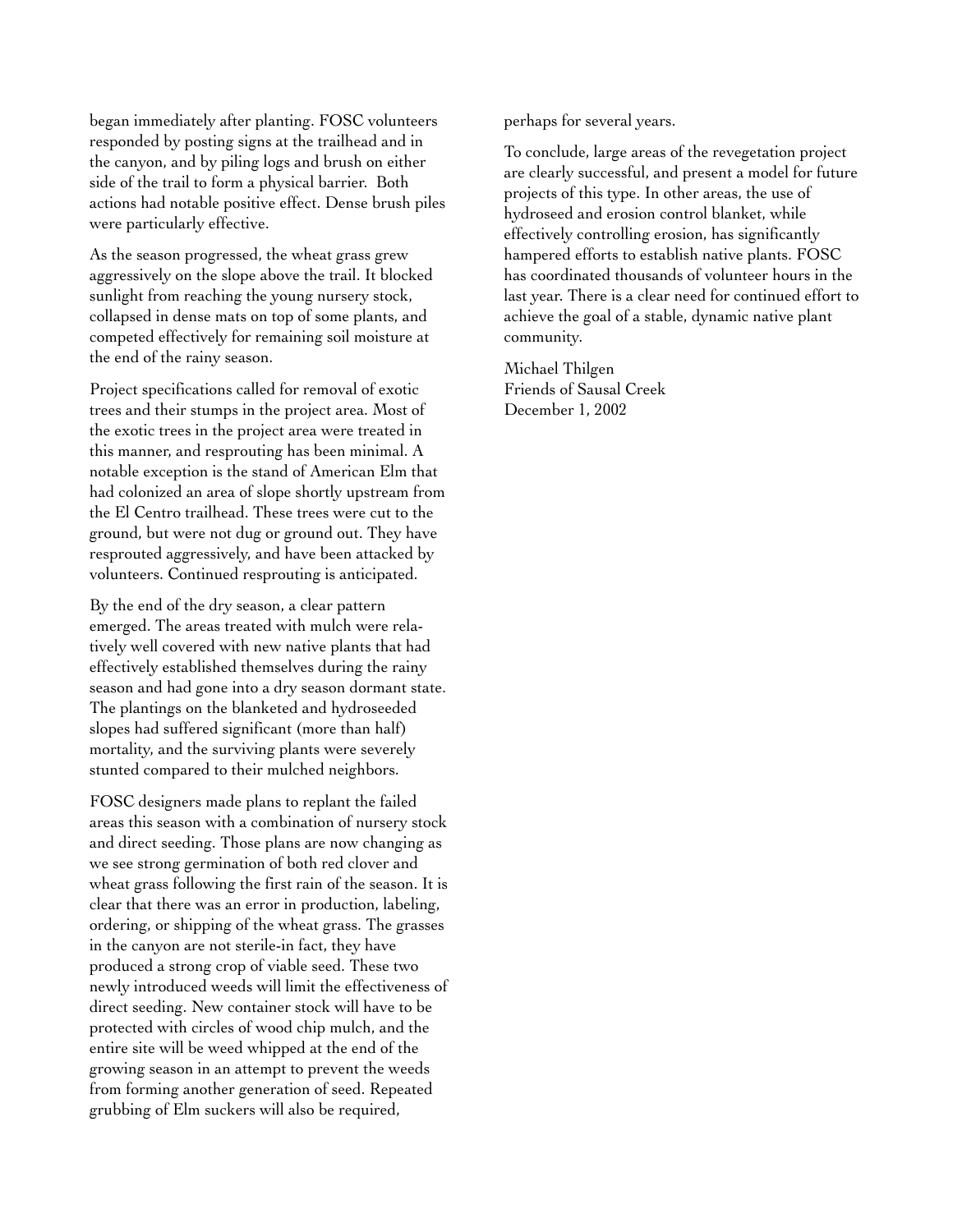began immediately after planting. FOSC volunteers responded by posting signs at the trailhead and in the canyon, and by piling logs and brush on either side of the trail to form a physical barrier. Both actions had notable positive effect. Dense brush piles were particularly effective.

As the season progressed, the wheat grass grew aggressively on the slope above the trail. It blocked sunlight from reaching the young nursery stock, collapsed in dense mats on top of some plants, and competed effectively for remaining soil moisture at the end of the rainy season.

Project specifications called for removal of exotic trees and their stumps in the project area. Most of the exotic trees in the project area were treated in this manner, and resprouting has been minimal. A notable exception is the stand of American Elm that had colonized an area of slope shortly upstream from the El Centro trailhead. These trees were cut to the ground, but were not dug or ground out. They have resprouted aggressively, and have been attacked by volunteers. Continued resprouting is anticipated.

By the end of the dry season, a clear pattern emerged. The areas treated with mulch were relatively well covered with new native plants that had effectively established themselves during the rainy season and had gone into a dry season dormant state. The plantings on the blanketed and hydroseeded slopes had suffered significant (more than half) mortality, and the surviving plants were severely stunted compared to their mulched neighbors.

FOSC designers made plans to replant the failed areas this season with a combination of nursery stock and direct seeding. Those plans are now changing as we see strong germination of both red clover and wheat grass following the first rain of the season. It is clear that there was an error in production, labeling, ordering, or shipping of the wheat grass. The grasses in the canyon are not sterile-in fact, they have produced a strong crop of viable seed. These two newly introduced weeds will limit the effectiveness of direct seeding. New container stock will have to be protected with circles of wood chip mulch, and the entire site will be weed whipped at the end of the growing season in an attempt to prevent the weeds from forming another generation of seed. Repeated grubbing of Elm suckers will also be required, perhaps for several years.

To conclude, large areas of the revegetation project are clearly successful, and present a model for future projects of this type. In other areas, the use of hydroseed and erosion control blanket, while effectively controlling erosion, has significantly hampered efforts to establish native plants. FOSC has coordinated thousands of volunteer hours in the last year. There is a clear need for continued effort to achieve the goal of a stable, dynamic native plant community.

Michael Thilgen
Friends of Sausal Creek
December 1, 2002